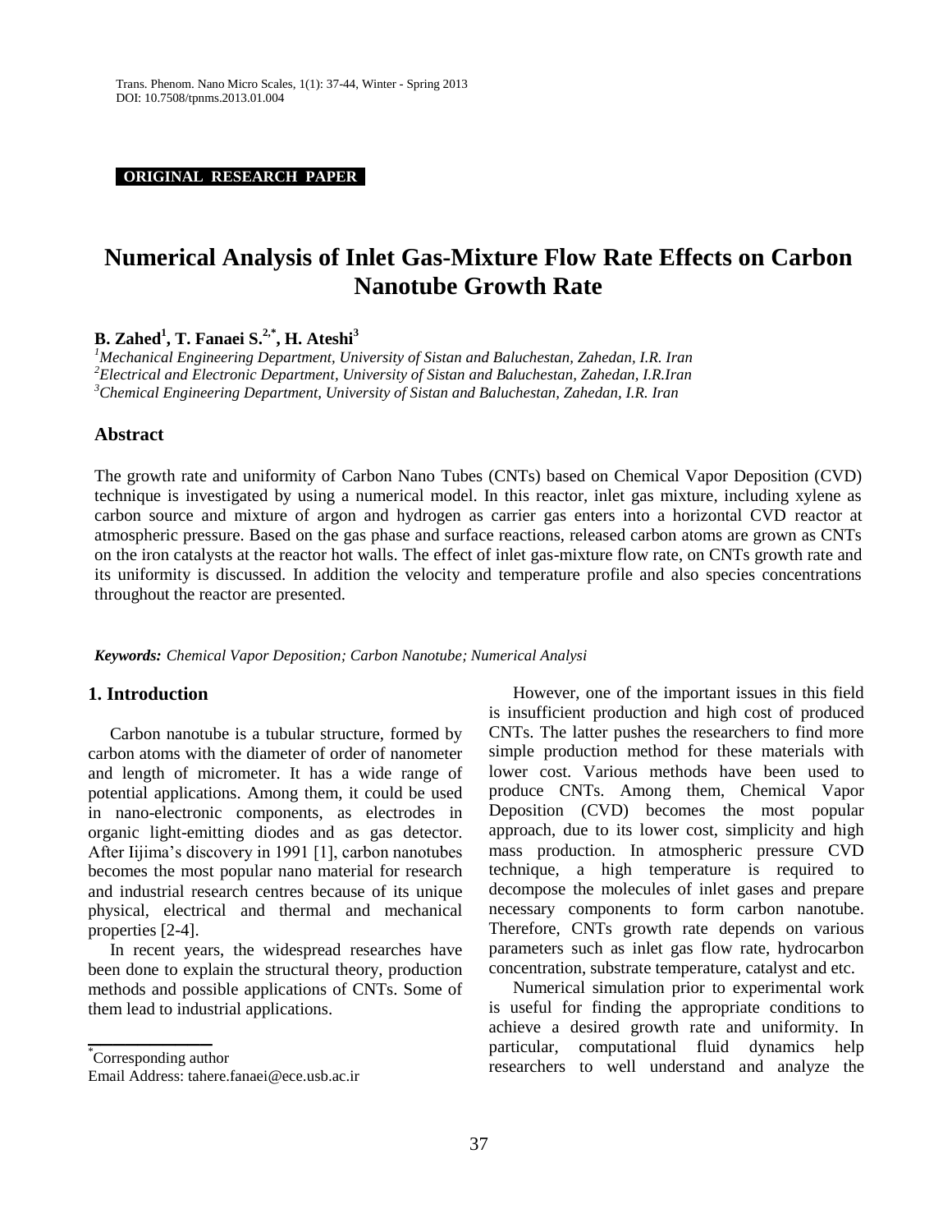**ORIGINAL RESEARCH PAPER**

# Numerical Analysis of Inlet Gas-Mixture Flow Rate Effects on Carbon Nanotube Growth Rate

**B. Zahed[1], T. Fanaei S.[2,*], H. Ateshi[3]**

*[1]Mechanical Engineering Department, University of Sistan and Baluchestan, Zahedan, I.R. Iran*
*[2]Electrical and Electronic Department, University of Sistan and Baluchestan, Zahedan, I.R.Iran*
*[3]Chemical Engineering Department, University of Sistan and Baluchestan, Zahedan, I.R. Iran*

## Abstract

The growth rate and uniformity of Carbon Nano Tubes (CNTs) based on Chemical Vapor Deposition (CVD) technique is investigated by using a numerical model. In this reactor, inlet gas mixture, including xylene as carbon source and mixture of argon and hydrogen as carrier gas enters into a horizontal CVD reactor at atmospheric pressure. Based on the gas phase and surface reactions, released carbon atoms are grown as CNTs on the iron catalysts at the reactor hot walls. The effect of inlet gas-mixture flow rate, on CNTs growth rate and its uniformity is discussed. In addition the velocity and temperature profile and also species concentrations throughout the reactor are presented.

***Keywords:*** *Chemical Vapor Deposition; Carbon Nanotube; Numerical Analysi*

## 1. Introduction

Carbon nanotube is a tubular structure, formed by carbon atoms with the diameter of order of nanometer and length of micrometer. It has a wide range of potential applications. Among them, it could be used in nano-electronic components, as electrodes in organic light-emitting diodes and as gas detector. After Iijima's discovery in 1991 [1], carbon nanotubes becomes the most popular nano material for research and industrial research centres because of its unique physical, electrical and thermal and mechanical properties [2-4].

In recent years, the widespread researches have been done to explain the structural theory, production methods and possible applications of CNTs. Some of them lead to industrial applications.

However, one of the important issues in this field is insufficient production and high cost of produced CNTs. The latter pushes the researchers to find more simple production method for these materials with lower cost. Various methods have been used to produce CNTs. Among them, Chemical Vapor Deposition (CVD) becomes the most popular approach, due to its lower cost, simplicity and high mass production. In atmospheric pressure CVD technique, a high temperature is required to decompose the molecules of inlet gases and prepare necessary components to form carbon nanotube. Therefore, CNTs growth rate depends on various parameters such as inlet gas flow rate, hydrocarbon concentration, substrate temperature, catalyst and etc.

Numerical simulation prior to experimental work is useful for finding the appropriate conditions to achieve a desired growth rate and uniformity. In particular, computational fluid dynamics help researchers to well understand and analyze the

---

*Corresponding author
Email Address: tahere.fanaei@ece.usb.ac.ir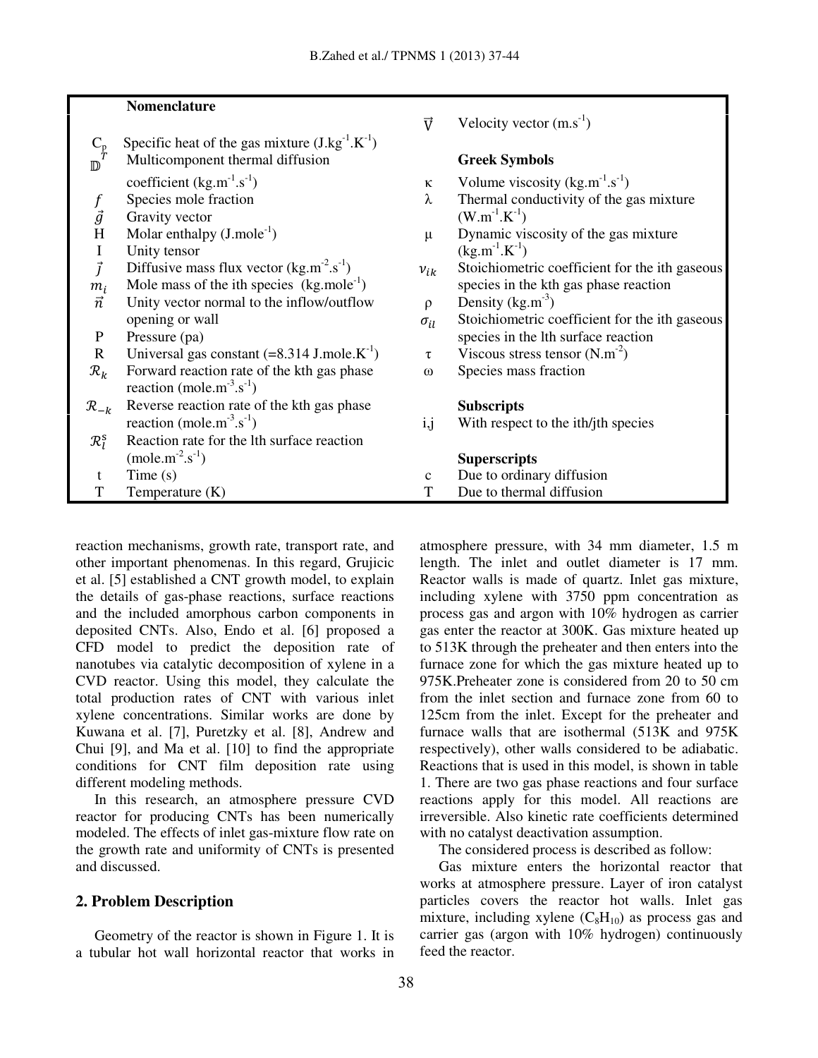## Nomenclature

| Symbol | Description |
|---|---|
| $C_p$ | Specific heat of the gas mixture ($J.kg^{-1}.K^{-1}$) |
| $\mathbb{D}^T$ | Multicomponent thermal diffusion coefficient ($kg.m^{-1}.s^{-1}$) |
| $f$ | Species mole fraction |
| $\vec{g}$ | Gravity vector |
| H | Molar enthalpy ($J.mole^{-1}$) |
| I | Unity tensor |
| $\vec{j}$ | Diffusive mass flux vector ($kg.m^{-2}.s^{-1}$) |
| $m_i$ | Mole mass of the ith species ($kg.mole^{-1}$) |
| $\vec{n}$ | Unity vector normal to the inflow/outflow opening or wall |
| P | Pressure (pa) |
| R | Universal gas constant (=8.314 $J.mole.K^{-1}$) |
| $\mathcal{R}_k$ | Forward reaction rate of the kth gas phase reaction ($mole.m^{-3}.s^{-1}$) |
| $\mathcal{R}_{-k}$ | Reverse reaction rate of the kth gas phase reaction ($mole.m^{-3}.s^{-1}$) |
| $\mathcal{R}_l^s$ | Reaction rate for the lth surface reaction ($mole.m^{-2}.s^{-1}$) |
| t | Time (s) |
| T | Temperature (K) |
| $\vec{V}$ | Velocity vector ($m.s^{-1}$) |

**Greek Symbols**

| Symbol | Description |
|---|---|
| κ | Volume viscosity ($kg.m^{-1}.s^{-1}$) |
| λ | Thermal conductivity of the gas mixture ($W.m^{-1}.K^{-1}$) |
| μ | Dynamic viscosity of the gas mixture ($kg.m^{-1}.K^{-1}$) |
| $\nu_{ik}$ | Stoichiometric coefficient for the ith gaseous species in the kth gas phase reaction |
| ρ | Density ($kg.m^{-3}$) |
| $\sigma_{il}$ | Stoichiometric coefficient for the ith gaseous species in the lth surface reaction |
| τ | Viscous stress tensor ($N.m^{-2}$) |
| ω | Species mass fraction |

**Subscripts**

| Symbol | Description |
|---|---|
| i,j | With respect to the ith/jth species |

**Superscripts**

| Symbol | Description |
|---|---|
| c | Due to ordinary diffusion |
| T | Due to thermal diffusion |

reaction mechanisms, growth rate, transport rate, and other important phenomenas. In this regard, Grujicic et al. [5] established a CNT growth model, to explain the details of gas-phase reactions, surface reactions and the included amorphous carbon components in deposited CNTs. Also, Endo et al. [6] proposed a CFD model to predict the deposition rate of nanotubes via catalytic decomposition of xylene in a CVD reactor. Using this model, they calculate the total production rates of CNT with various inlet xylene concentrations. Similar works are done by Kuwana et al. [7], Puretzky et al. [8], Andrew and Chui [9], and Ma et al. [10] to find the appropriate conditions for CNT film deposition rate using different modeling methods.

In this research, an atmosphere pressure CVD reactor for producing CNTs has been numerically modeled. The effects of inlet gas-mixture flow rate on the growth rate and uniformity of CNTs is presented and discussed.

## 2. Problem Description

Geometry of the reactor is shown in Figure 1. It is a tubular hot wall horizontal reactor that works in atmosphere pressure, with 34 mm diameter, 1.5 m length. The inlet and outlet diameter is 17 mm. Reactor walls is made of quartz. Inlet gas mixture, including xylene with 3750 ppm concentration as process gas and argon with 10% hydrogen as carrier gas enter the reactor at 300K. Gas mixture heated up to 513K through the preheater and then enters into the furnace zone for which the gas mixture heated up to 975K.Preheater zone is considered from 20 to 50 cm from the inlet section and furnace zone from 60 to 125cm from the inlet. Except for the preheater and furnace walls that are isothermal (513K and 975K respectively), other walls considered to be adiabatic. Reactions that is used in this model, is shown in table 1. There are two gas phase reactions and four surface reactions apply for this model. All reactions are irreversible. Also kinetic rate coefficients determined with no catalyst deactivation assumption.

The considered process is described as follow:

Gas mixture enters the horizontal reactor that works at atmosphere pressure. Layer of iron catalyst particles covers the reactor hot walls. Inlet gas mixture, including xylene ($C_8H_{10}$) as process gas and carrier gas (argon with 10% hydrogen) continuously feed the reactor.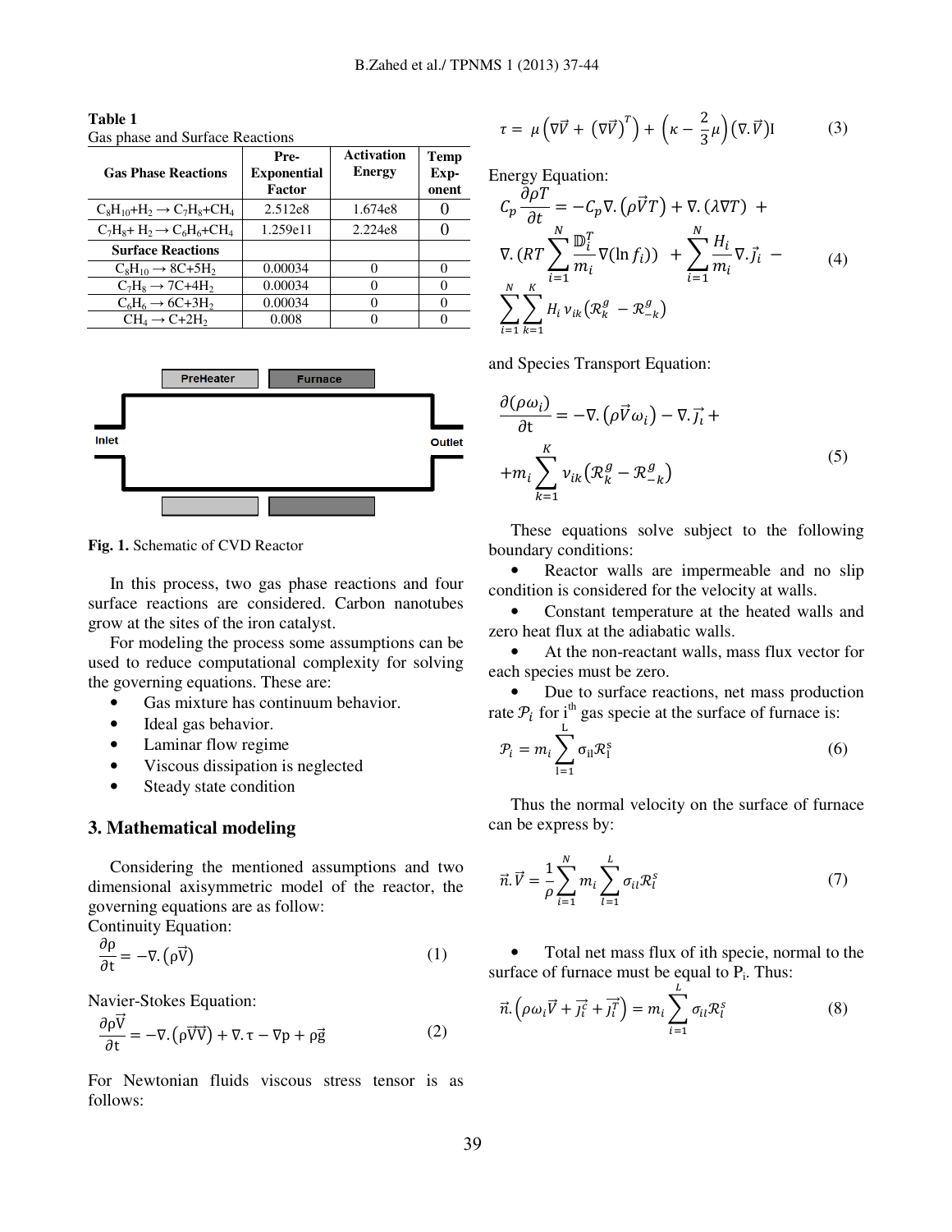**Table 1**
Gas phase and Surface Reactions

| Gas Phase Reactions | Pre-Exponential Factor | Activation Energy | Temp Exp-onent |
|---|---|---|---|
| $C_8H_{10}+H_2 \rightarrow C_7H_8+CH_4$ | 2.512e8 | 1.674e8 | 0 |
| $C_7H_8+H_2 \rightarrow C_6H_6+CH_4$ | 1.259e11 | 2.224e8 | 0 |
| **Surface Reactions** | | | |
| $C_8H_{10} \rightarrow 8C+5H_2$ | 0.00034 | 0 | 0 |
| $C_7H_8 \rightarrow 7C+4H_2$ | 0.00034 | 0 | 0 |
| $C_6H_6 \rightarrow 6C+3H_2$ | 0.00034 | 0 | 0 |
| $CH_4 \rightarrow C+2H_2$ | 0.008 | 0 | 0 |

**Fig. 1.** Schematic of CVD Reactor

In this process, two gas phase reactions and four surface reactions are considered. Carbon nanotubes grow at the sites of the iron catalyst.

For modeling the process some assumptions can be used to reduce computational complexity for solving the governing equations. These are:

- Gas mixture has continuum behavior.
- Ideal gas behavior.
- Laminar flow regime
- Viscous dissipation is neglected
- Steady state condition

## 3. Mathematical modeling

Considering the mentioned assumptions and two dimensional axisymmetric model of the reactor, the governing equations are as follow:

Continuity Equation:

$$\frac{\partial \rho}{\partial t} = -\nabla . \left(\rho \vec{V}\right) \tag{1}$$

Navier-Stokes Equation:

$$\frac{\partial \rho \vec{V}}{\partial t} = -\nabla . \left(\rho \vec{V}\vec{V}\right) + \nabla . \tau - \nabla p + \rho \vec{g} \tag{2}$$

For Newtonian fluids viscous stress tensor is as follows:

$$\tau = \mu\left(\nabla \vec{V} + \left(\nabla \vec{V}\right)^T\right) + \left(\kappa - \frac{2}{3}\mu\right)\left(\nabla . \vec{V}\right)\mathrm{I} \tag{3}$$

Energy Equation:

$$C_p \frac{\partial \rho T}{\partial t} = -C_p \nabla . \left(\rho \vec{V} T\right) + \nabla . \left(\lambda \nabla T\right) + \nabla . \left(RT \sum_{i=1}^{N} \frac{\mathbb{D}_i^T}{m_i} \nabla (\ln f_i)\right) + \sum_{i=1}^{N} \frac{H_i}{m_i} \nabla . \vec{j}_i - \sum_{i=1}^{N} \sum_{k=1}^{K} H_i \, \nu_{ik} \left(\mathcal{R}_k^g - \mathcal{R}_{-k}^g\right) \tag{4}$$

and Species Transport Equation:

$$\frac{\partial (\rho \omega_i)}{\partial t} = -\nabla . \left(\rho \vec{V} \omega_i\right) - \nabla . \vec{J_i} + m_i \sum_{k=1}^{K} \nu_{ik} \left(\mathcal{R}_k^g - \mathcal{R}_{-k}^g\right) \tag{5}$$

These equations solve subject to the following boundary conditions:

- Reactor walls are impermeable and no slip condition is considered for the velocity at walls.
- Constant temperature at the heated walls and zero heat flux at the adiabatic walls.
- At the non-reactant walls, mass flux vector for each species must be zero.
- Due to surface reactions, net mass production rate $\mathcal{P}_i$ for i[th] gas specie at the surface of furnace is:

$$\mathcal{P}_i = m_i \sum_{l=1}^{L} \sigma_{il} \mathcal{R}_l^s \tag{6}$$

Thus the normal velocity on the surface of furnace can be express by:

$$\vec{n} . \vec{V} = \frac{1}{\rho} \sum_{i=1}^{N} m_i \sum_{l=1}^{L} \sigma_{il} \mathcal{R}_l^s \tag{7}$$

- Total net mass flux of ith specie, normal to the surface of furnace must be equal to $P_i$. Thus:

$$\vec{n} . \left(\rho \omega_i \vec{V} + \vec{J_i^c} + \vec{J_i^T}\right) = m_i \sum_{i=1}^{L} \sigma_{il} \mathcal{R}_l^s \tag{8}$$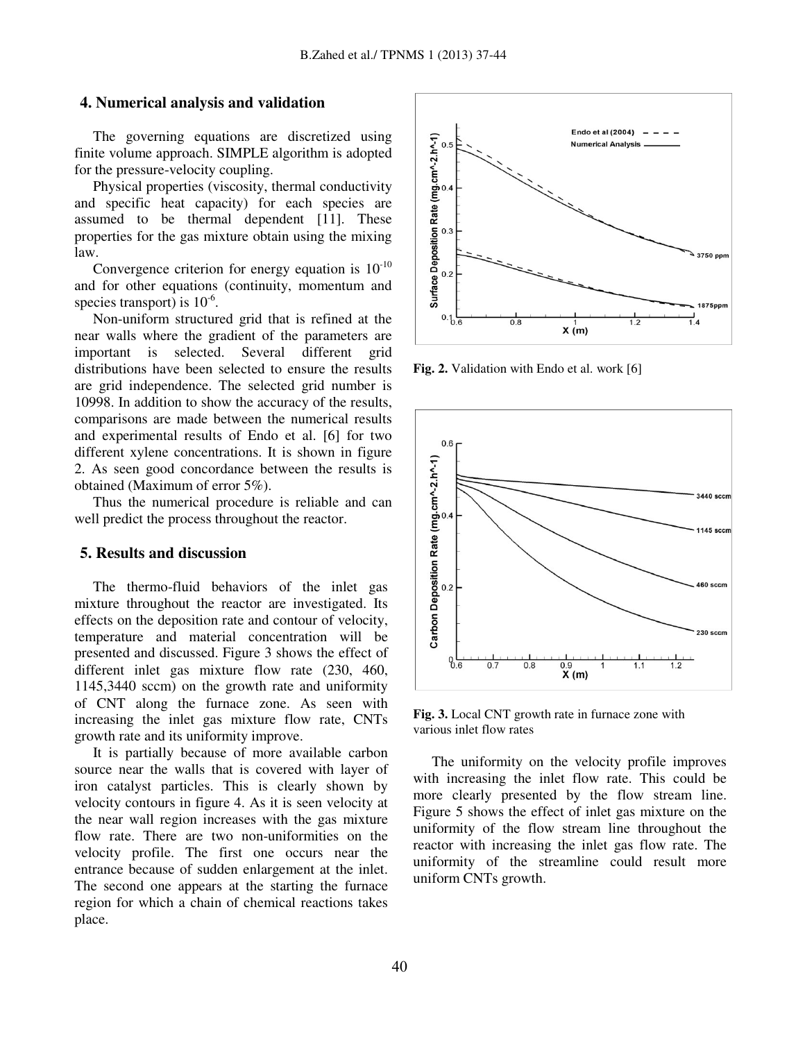## 4. Numerical analysis and validation

The governing equations are discretized using finite volume approach. SIMPLE algorithm is adopted for the pressure-velocity coupling.

Physical properties (viscosity, thermal conductivity and specific heat capacity) for each species are assumed to be thermal dependent [11]. These properties for the gas mixture obtain using the mixing law.

Convergence criterion for energy equation is $10^{-10}$ and for other equations (continuity, momentum and species transport) is $10^{-6}$.

Non-uniform structured grid that is refined at the near walls where the gradient of the parameters are important is selected. Several different grid distributions have been selected to ensure the results are grid independence. The selected grid number is 10998. In addition to show the accuracy of the results, comparisons are made between the numerical results and experimental results of Endo et al. [6] for two different xylene concentrations. It is shown in figure 2. As seen good concordance between the results is obtained (Maximum of error 5%).

Thus the numerical procedure is reliable and can well predict the process throughout the reactor.

**Fig. 2.** Validation with Endo et al. work [6]

## 5. Results and discussion

The thermo-fluid behaviors of the inlet gas mixture throughout the reactor are investigated. Its effects on the deposition rate and contour of velocity, temperature and material concentration will be presented and discussed. Figure 3 shows the effect of different inlet gas mixture flow rate (230, 460, 1145,3440 sccm) on the growth rate and uniformity of CNT along the furnace zone. As seen with increasing the inlet gas mixture flow rate, CNTs growth rate and its uniformity improve.

It is partially because of more available carbon source near the walls that is covered with layer of iron catalyst particles. This is clearly shown by velocity contours in figure 4. As it is seen velocity at the near wall region increases with the gas mixture flow rate. There are two non-uniformities on the velocity profile. The first one occurs near the entrance because of sudden enlargement at the inlet. The second one appears at the starting the furnace region for which a chain of chemical reactions takes place.

**Fig. 3.** Local CNT growth rate in furnace zone with various inlet flow rates

The uniformity on the velocity profile improves with increasing the inlet flow rate. This could be more clearly presented by the flow stream line. Figure 5 shows the effect of inlet gas mixture on the uniformity of the flow stream line throughout the reactor with increasing the inlet gas flow rate. The uniformity of the streamline could result more uniform CNTs growth.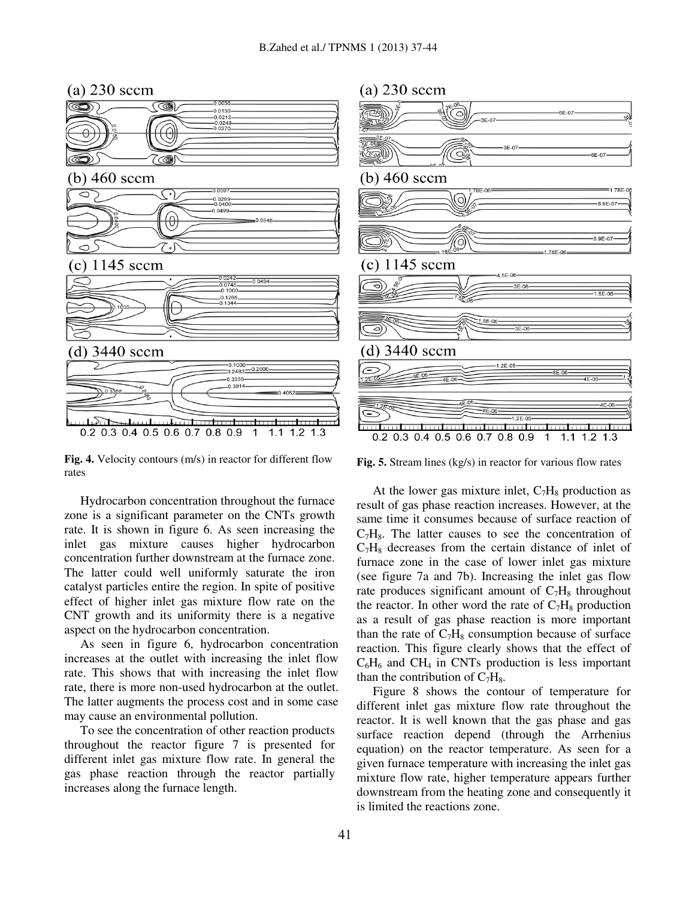**Fig. 4.** Velocity contours (m/s) in reactor for different flow rates

**Fig. 5.** Stream lines (kg/s) in reactor for various flow rates

Hydrocarbon concentration throughout the furnace zone is a significant parameter on the CNTs growth rate. It is shown in figure 6. As seen increasing the inlet gas mixture causes higher hydrocarbon concentration further downstream at the furnace zone. The latter could well uniformly saturate the iron catalyst particles entire the region. In spite of positive effect of higher inlet gas mixture flow rate on the CNT growth and its uniformity there is a negative aspect on the hydrocarbon concentration.

As seen in figure 6, hydrocarbon concentration increases at the outlet with increasing the inlet flow rate. This shows that with increasing the inlet flow rate, there is more non-used hydrocarbon at the outlet. The latter augments the process cost and in some case may cause an environmental pollution.

To see the concentration of other reaction products throughout the reactor figure 7 is presented for different inlet gas mixture flow rate. In general the gas phase reaction through the reactor partially increases along the furnace length.

At the lower gas mixture inlet, $C_7H_8$ production as result of gas phase reaction increases. However, at the same time it consumes because of surface reaction of $C_7H_8$. The latter causes to see the concentration of $C_7H_8$ decreases from the certain distance of inlet of furnace zone in the case of lower inlet gas mixture (see figure 7a and 7b). Increasing the inlet gas flow rate produces significant amount of $C_7H_8$ throughout the reactor. In other word the rate of $C_7H_8$ production as a result of gas phase reaction is more important than the rate of $C_7H_8$ consumption because of surface reaction. This figure clearly shows that the effect of $C_6H_6$ and $CH_4$ in CNTs production is less important than the contribution of $C_7H_8$.

Figure 8 shows the contour of temperature for different inlet gas mixture flow rate throughout the reactor. It is well known that the gas phase and gas surface reaction depend (through the Arrhenius equation) on the reactor temperature. As seen for a given furnace temperature with increasing the inlet gas mixture flow rate, higher temperature appears further downstream from the heating zone and consequently it is limited the reactions zone.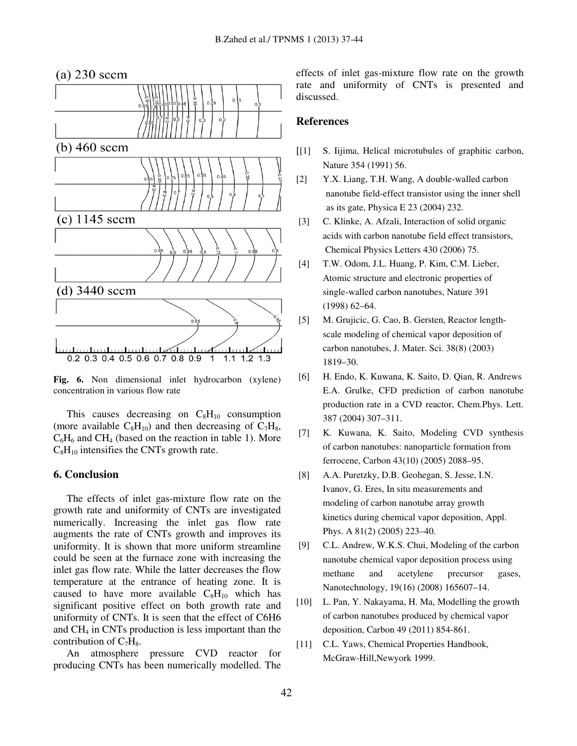Fig. 6. Non dimensional inlet hydrocarbon (xylene) concentration in various flow rate

This causes decreasing on $C_8H_{10}$ consumption (more available $C_8H_{10}$) and then decreasing of $C_7H_8$, $C_6H_6$ and $CH_4$ (based on the reaction in table 1). More $C_8H_{10}$ intensifies the CNTs growth rate.

## 6. Conclusion

The effects of inlet gas-mixture flow rate on the growth rate and uniformity of CNTs are investigated numerically. Increasing the inlet gas flow rate augments the rate of CNTs growth and improves its uniformity. It is shown that more uniform streamline could be seen at the furnace zone with increasing the inlet gas flow rate. While the latter decreases the flow temperature at the entrance of heating zone. It is caused to have more available $C_8H_{10}$ which has significant positive effect on both growth rate and uniformity of CNTs. It is seen that the effect of C6H6 and $CH_4$ in CNTs production is less important than the contribution of $C_7H_8$.

An atmosphere pressure CVD reactor for producing CNTs has been numerically modelled. The effects of inlet gas-mixture flow rate on the growth rate and uniformity of CNTs is presented and discussed.

## References

[1] S. Iijima, Helical microtubules of graphitic carbon, Nature 354 (1991) 56.

[2] Y.X. Liang, T.H. Wang, A double-walled carbon nanotube field-effect transistor using the inner shell as its gate, Physica E 23 (2004) 232.

[3] C. Klinke, A. Afzali, Interaction of solid organic acids with carbon nanotube field effect transistors, Chemical Physics Letters 430 (2006) 75.

[4] T.W. Odom, J.L. Huang, P. Kim, C.M. Lieber, Atomic structure and electronic properties of single-walled carbon nanotubes, Nature 391 (1998) 62–64.

[5] M. Grujicic, G. Cao, B. Gersten, Reactor length-scale modeling of chemical vapor deposition of carbon nanotubes, J. Mater. Sci. 38(8) (2003) 1819–30.

[6] H. Endo, K. Kuwana, K. Saito, D. Qian, R. Andrews E.A. Grulke, CFD prediction of carbon nanotube production rate in a CVD reactor, Chem.Phys. Lett. 387 (2004) 307–311.

[7] K. Kuwana, K. Saito, Modeling CVD synthesis of carbon nanotubes: nanoparticle formation from ferrocene, Carbon 43(10) (2005) 2088–95.

[8] A.A. Puretzky, D.B. Geohegan, S. Jesse, I.N. Ivanov, G. Eres, In situ measurements and modeling of carbon nanotube array growth kinetics during chemical vapor deposition, Appl. Phys. A 81(2) (2005) 223–40.

[9] C.L. Andrew, W.K.S. Chui, Modeling of the carbon nanotube chemical vapor deposition process using methane and acetylene precursor gases, Nanotechnology, 19(16) (2008) 165607–14.

[10] L. Pan, Y. Nakayama, H. Ma, Modelling the growth of carbon nanotubes produced by chemical vapor deposition, Carbon 49 (2011) 854-861.

[11] C.L. Yaws, Chemical Properties Handbook, McGraw-Hill,Newyork 1999.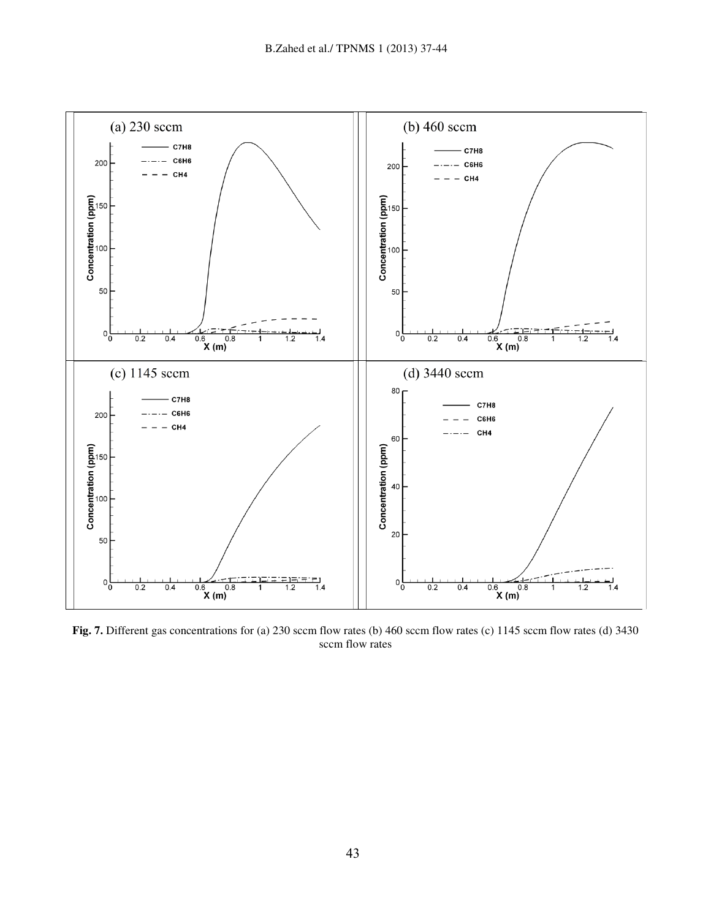**Fig. 7.** Different gas concentrations for (a) 230 sccm flow rates (b) 460 sccm flow rates (c) 1145 sccm flow rates (d) 3430 sccm flow rates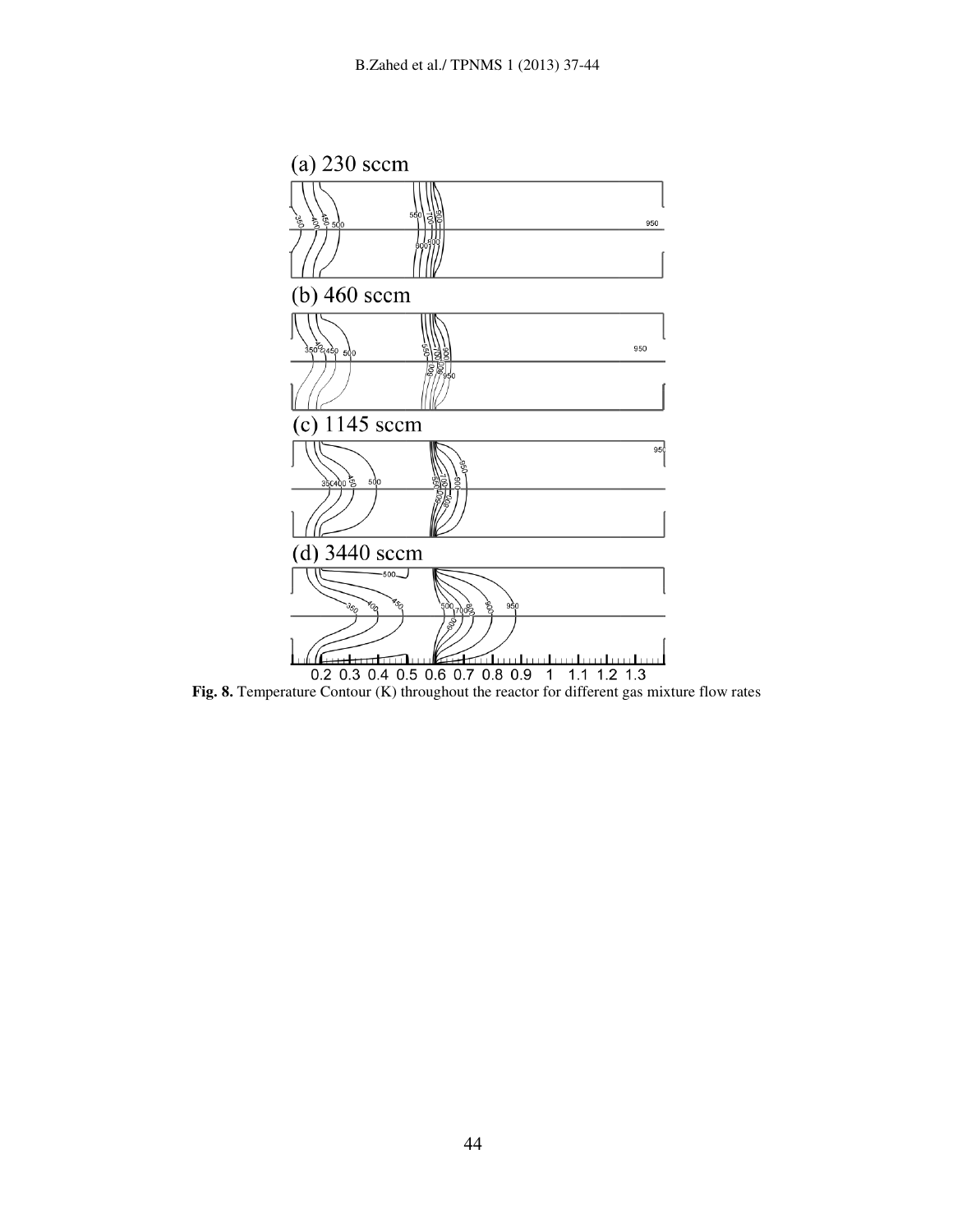(a) 230 sccm

350 400 450 500 550 700 900 600 800 950

(b) 460 sccm

350 400 450 500 550 700 900 600 800 950 950

(c) 1145 sccm

350 400 450 500 550 700 900 600 800 950 950

(d) 3440 sccm

500 350 400 450 500 700 800 900 950 600

0.2 0.3 0.4 0.5 0.6 0.7 0.8 0.9 1 1.1 1.2 1.3

**Fig. 8.** Temperature Contour (K) throughout the reactor for different gas mixture flow rates